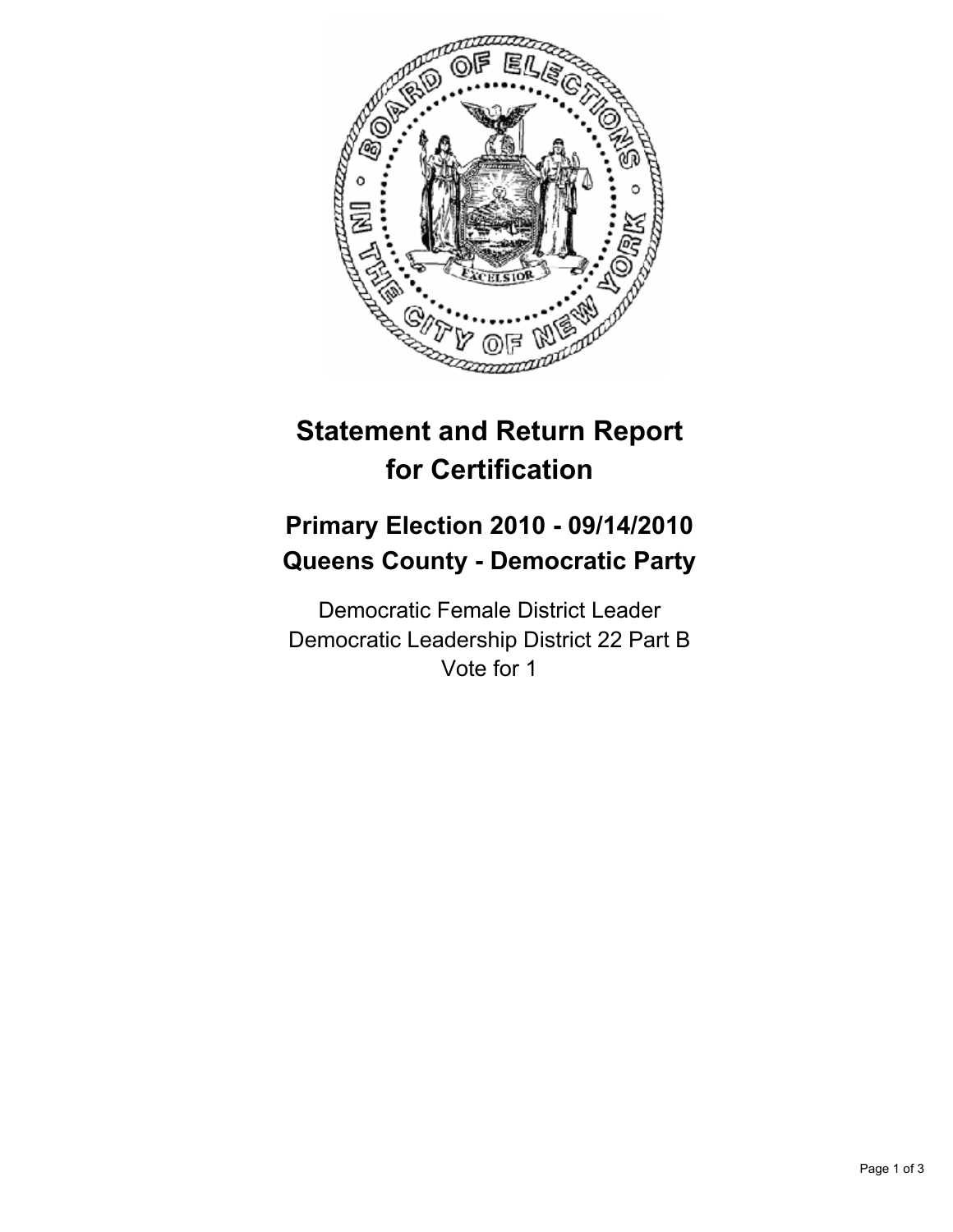# Statement and Return Report for Certification

## Primary Election 2010 - 09/14/2010
## Queens County - Democratic Party

Democratic Female District Leader
Democratic Leadership District 22 Part B
Vote for 1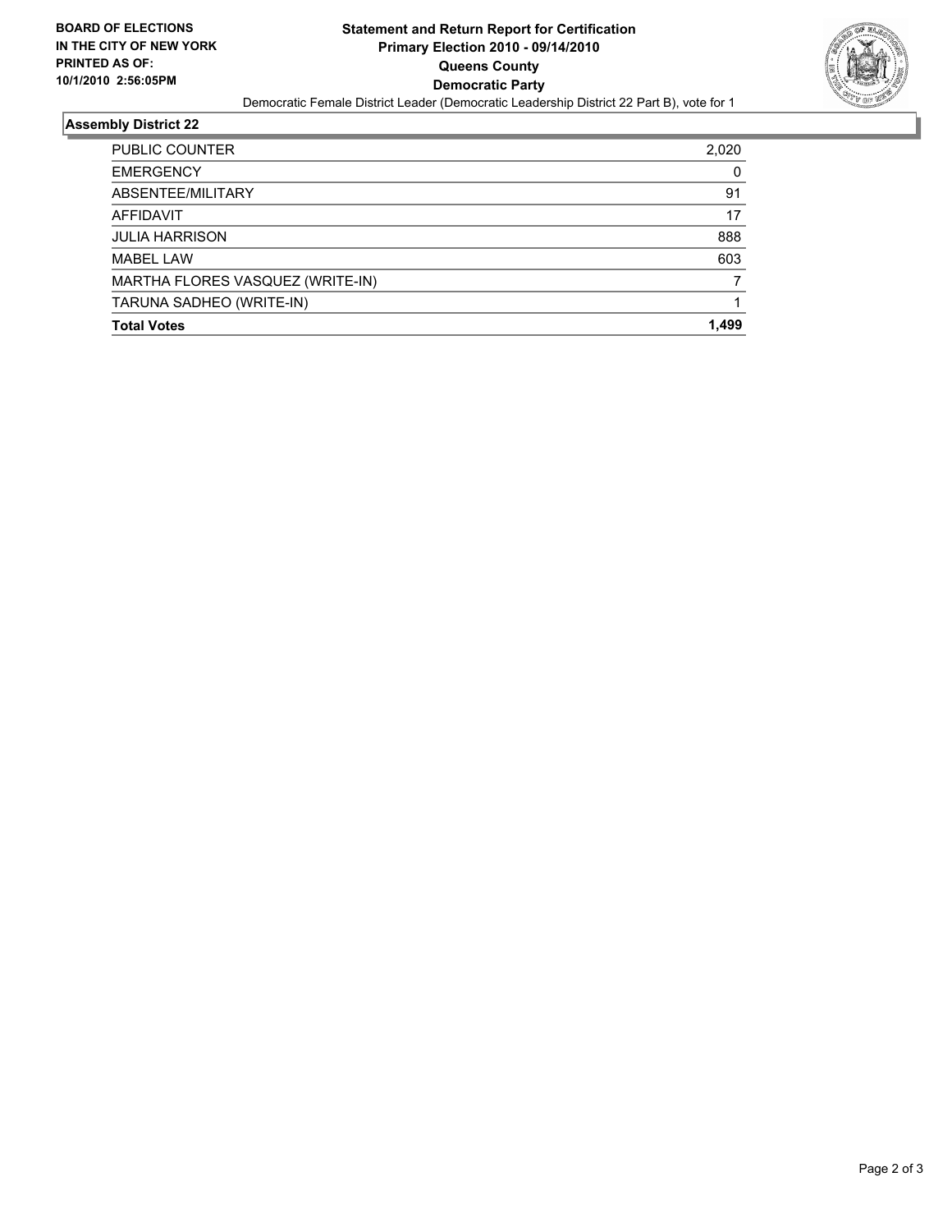**BOARD OF ELECTIONS IN THE CITY OF NEW YORK PRINTED AS OF: 10/1/2010 2:56:05PM**

# Statement and Return Report for Certification
## Primary Election 2010 - 09/14/2010
## Queens County
## Democratic Party

Democratic Female District Leader (Democratic Leadership District 22 Part B), vote for 1

### Assembly District 22

| | |
|---|---|
| PUBLIC COUNTER | 2,020 |
| EMERGENCY | 0 |
| ABSENTEE/MILITARY | 91 |
| AFFIDAVIT | 17 |
| JULIA HARRISON | 888 |
| MABEL LAW | 603 |
| MARTHA FLORES VASQUEZ (WRITE-IN) | 7 |
| TARUNA SADHEO (WRITE-IN) | 1 |
| **Total Votes** | **1,499** |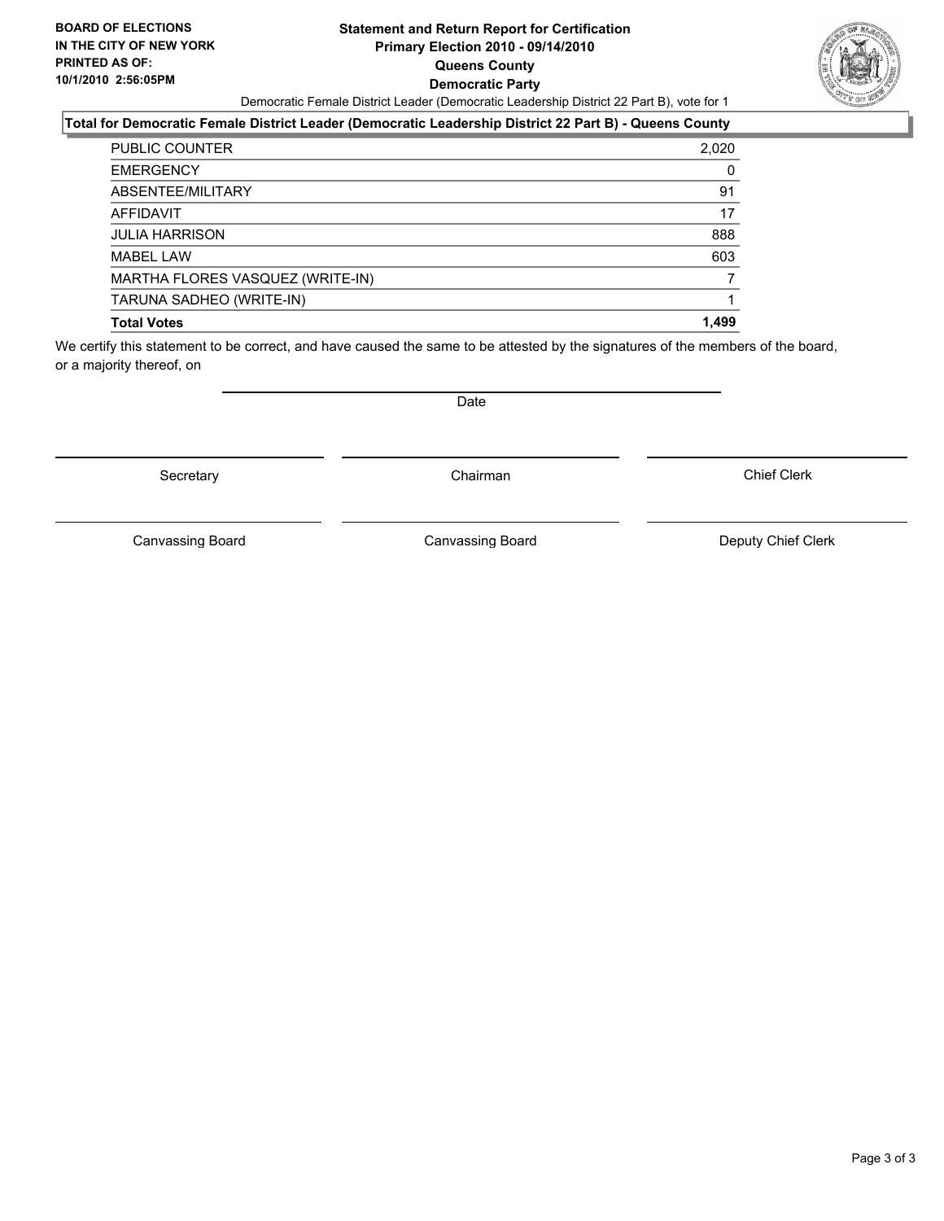**BOARD OF ELECTIONS IN THE CITY OF NEW YORK PRINTED AS OF: 10/1/2010 2:56:05PM**

# Statement and Return Report for Certification
## Primary Election 2010 - 09/14/2010
## Queens County
## Democratic Party

Democratic Female District Leader (Democratic Leadership District 22 Part B), vote for 1

**Total for Democratic Female District Leader (Democratic Leadership District 22 Part B) - Queens County**

| | |
|---|---|
| PUBLIC COUNTER | 2,020 |
| EMERGENCY | 0 |
| ABSENTEE/MILITARY | 91 |
| AFFIDAVIT | 17 |
| JULIA HARRISON | 888 |
| MABEL LAW | 603 |
| MARTHA FLORES VASQUEZ (WRITE-IN) | 7 |
| TARUNA SADHEO (WRITE-IN) | 1 |
| **Total Votes** | **1,499** |

We certify this statement to be correct, and have caused the same to be attested by the signatures of the members of the board, or a majority thereof, on

Date

Secretary

Chairman

Chief Clerk

Canvassing Board

Canvassing Board

Deputy Chief Clerk